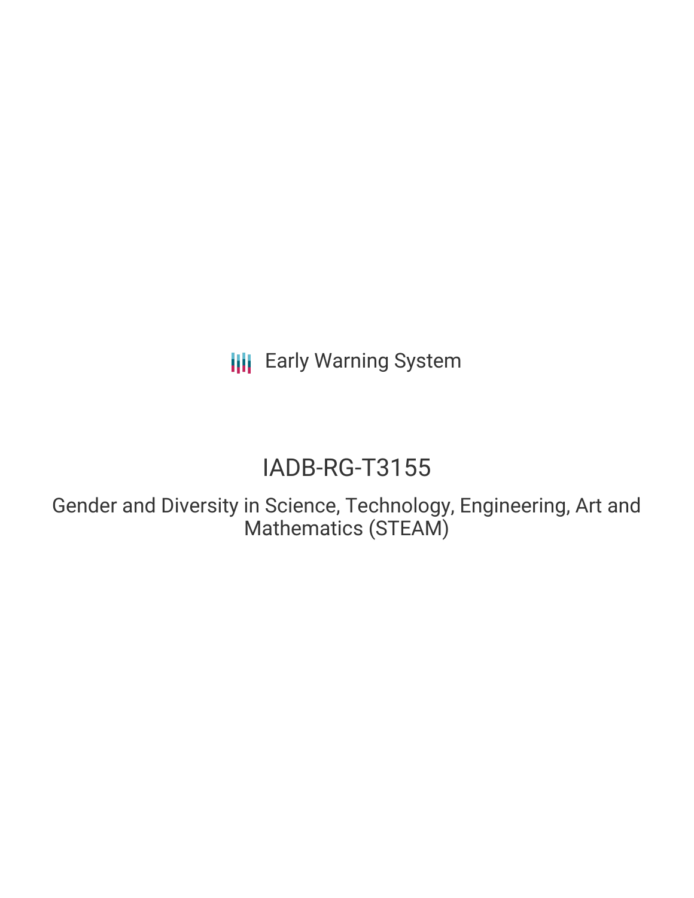Early Warning System

# IADB-RG-T3155

## Gender and Diversity in Science, Technology, Engineering, Art and Mathematics (STEAM)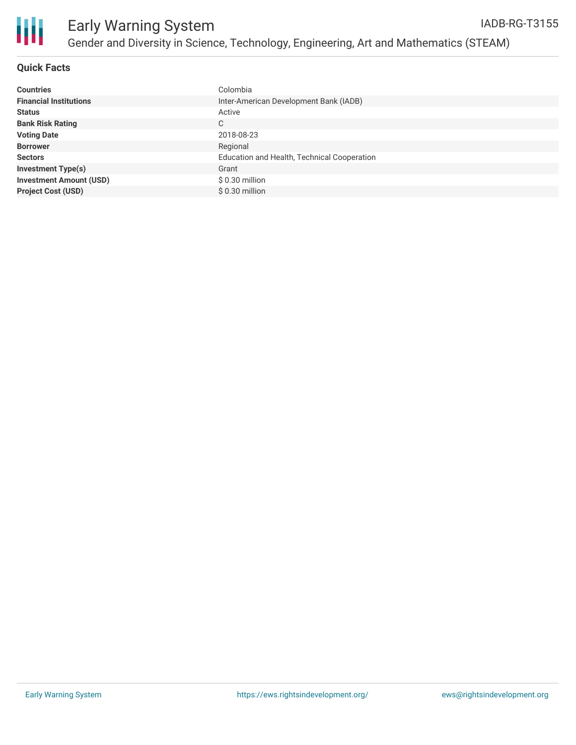# Early Warning System

## Gender and Diversity in Science, Technology, Engineering, Art and Mathematics (STEAM)

IADB-RG-T3155

### Quick Facts

| | |
|---|---|
| **Countries** | Colombia |
| **Financial Institutions** | Inter-American Development Bank (IADB) |
| **Status** | Active |
| **Bank Risk Rating** | C |
| **Voting Date** | 2018-08-23 |
| **Borrower** | Regional |
| **Sectors** | Education and Health, Technical Cooperation |
| **Investment Type(s)** | Grant |
| **Investment Amount (USD)** | $ 0.30 million |
| **Project Cost (USD)** | $ 0.30 million |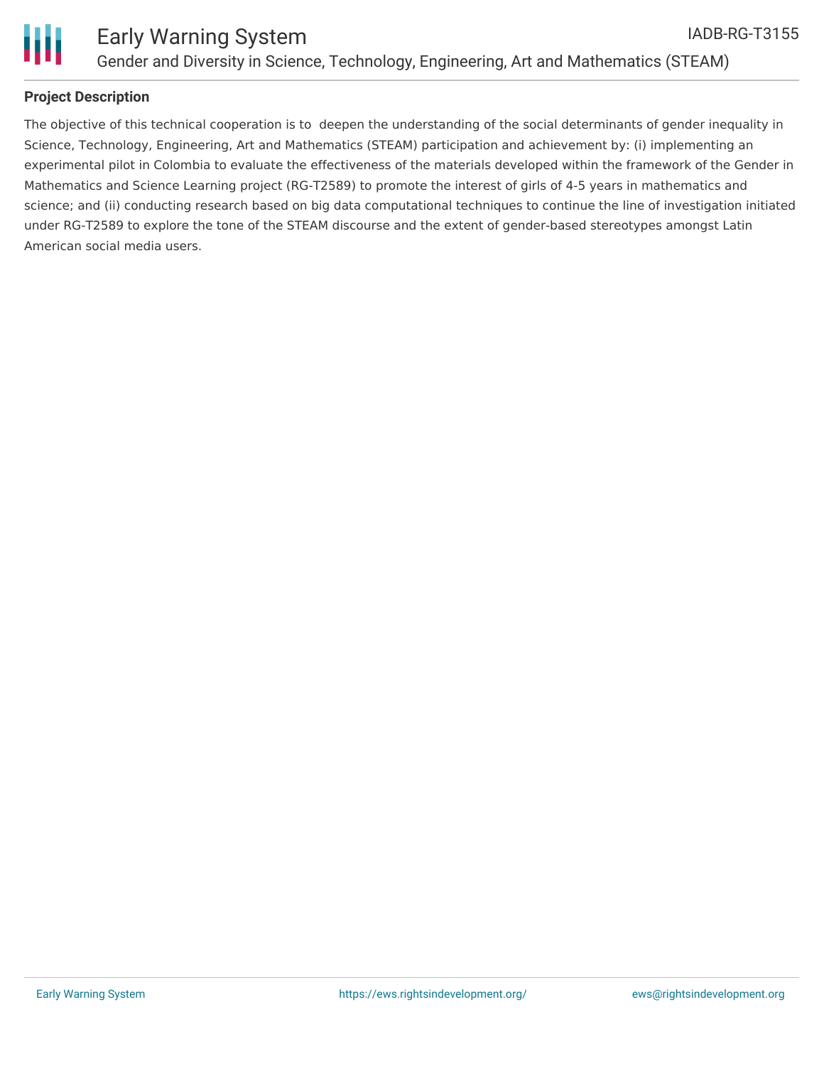## Project Description

The objective of this technical cooperation is to deepen the understanding of the social determinants of gender inequality in Science, Technology, Engineering, Art and Mathematics (STEAM) participation and achievement by: (i) implementing an experimental pilot in Colombia to evaluate the effectiveness of the materials developed within the framework of the Gender in Mathematics and Science Learning project (RG-T2589) to promote the interest of girls of 4-5 years in mathematics and science; and (ii) conducting research based on big data computational techniques to continue the line of investigation initiated under RG-T2589 to explore the tone of the STEAM discourse and the extent of gender-based stereotypes amongst Latin American social media users.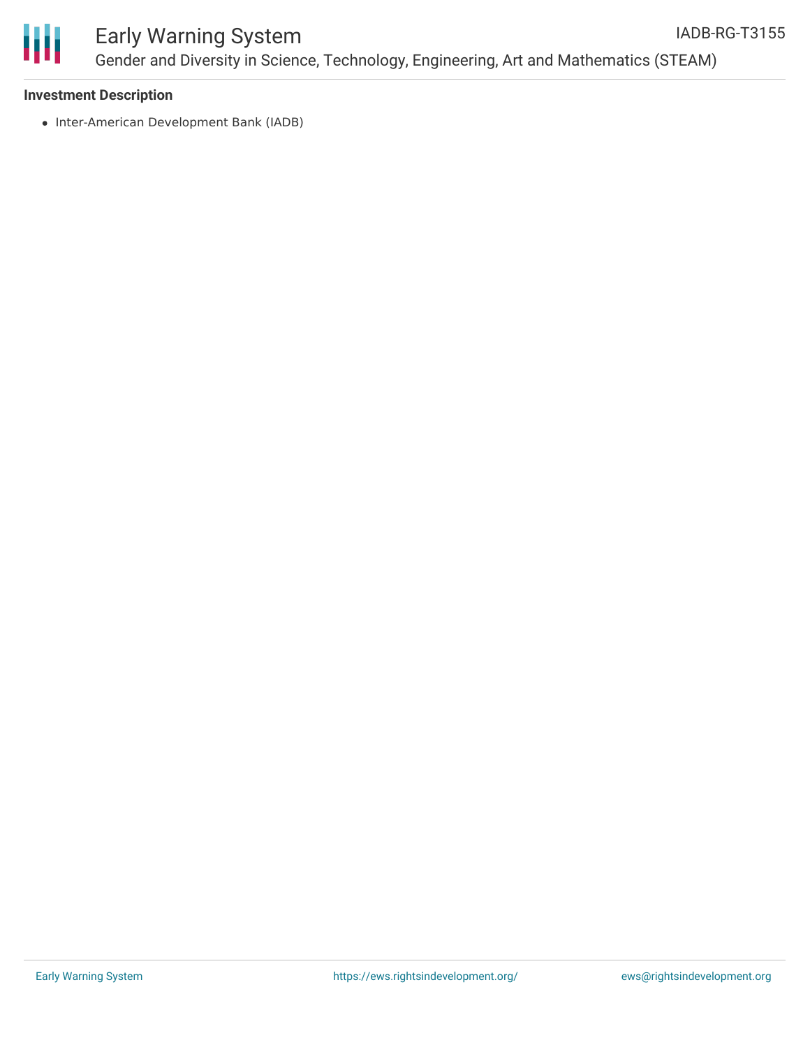### Investment Description

- Inter-American Development Bank (IADB)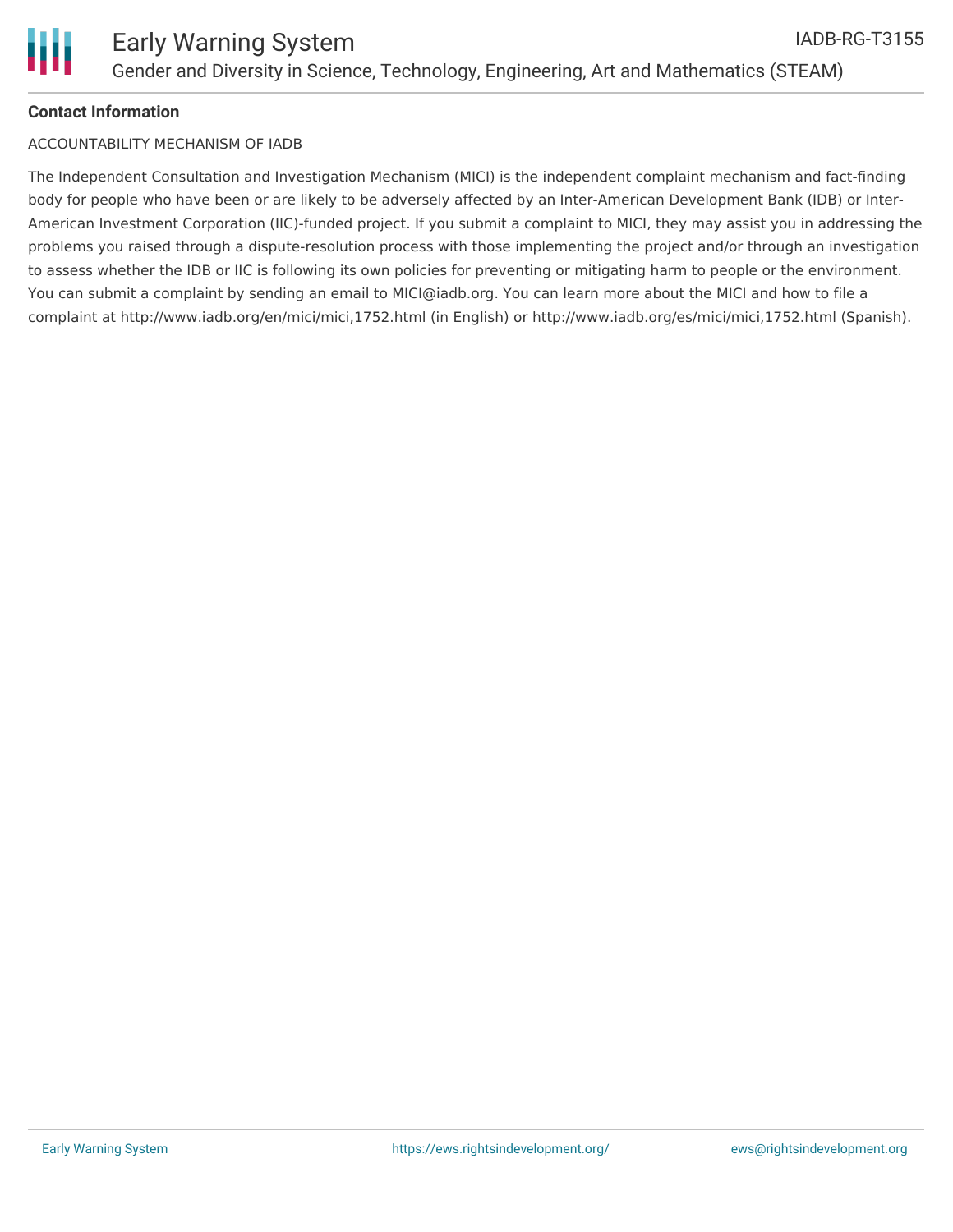**Contact Information**

ACCOUNTABILITY MECHANISM OF IADB

The Independent Consultation and Investigation Mechanism (MICI) is the independent complaint mechanism and fact-finding body for people who have been or are likely to be adversely affected by an Inter-American Development Bank (IDB) or Inter-American Investment Corporation (IIC)-funded project. If you submit a complaint to MICI, they may assist you in addressing the problems you raised through a dispute-resolution process with those implementing the project and/or through an investigation to assess whether the IDB or IIC is following its own policies for preventing or mitigating harm to people or the environment. You can submit a complaint by sending an email to MICI@iadb.org. You can learn more about the MICI and how to file a complaint at http://www.iadb.org/en/mici/mici,1752.html (in English) or http://www.iadb.org/es/mici/mici,1752.html (Spanish).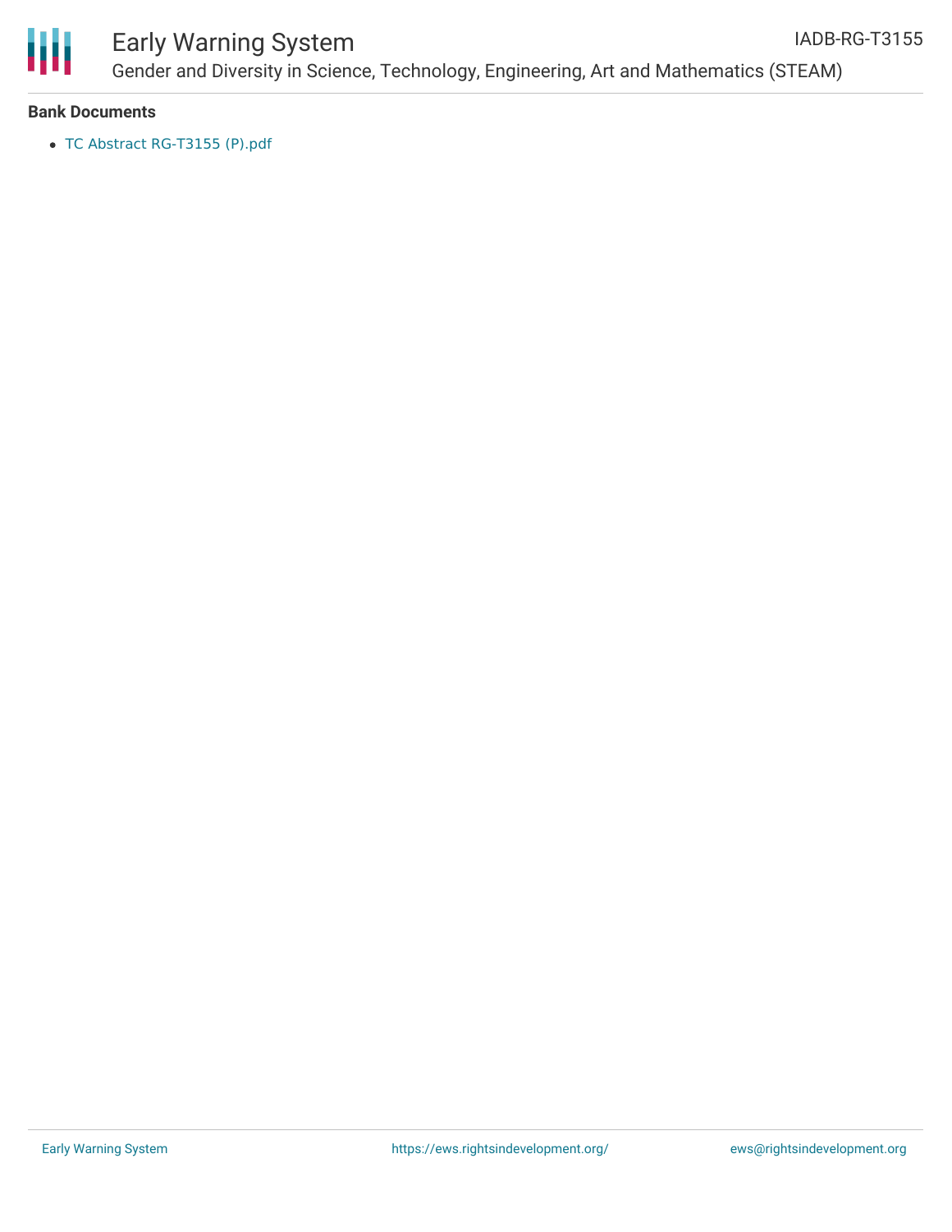**Bank Documents**

- TC Abstract RG-T3155 (P).pdf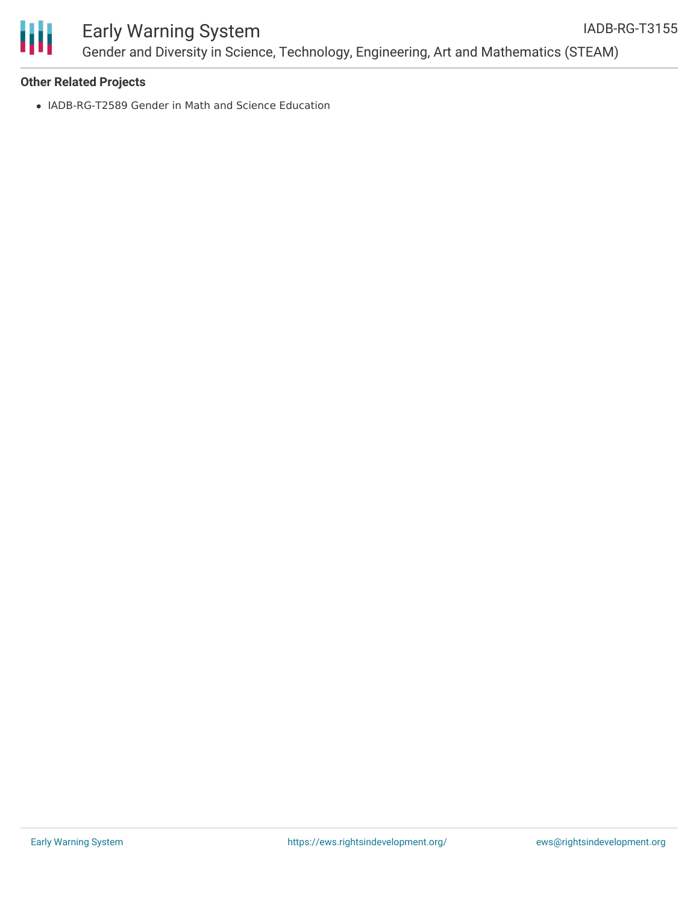**Other Related Projects**

- IADB-RG-T2589 Gender in Math and Science Education